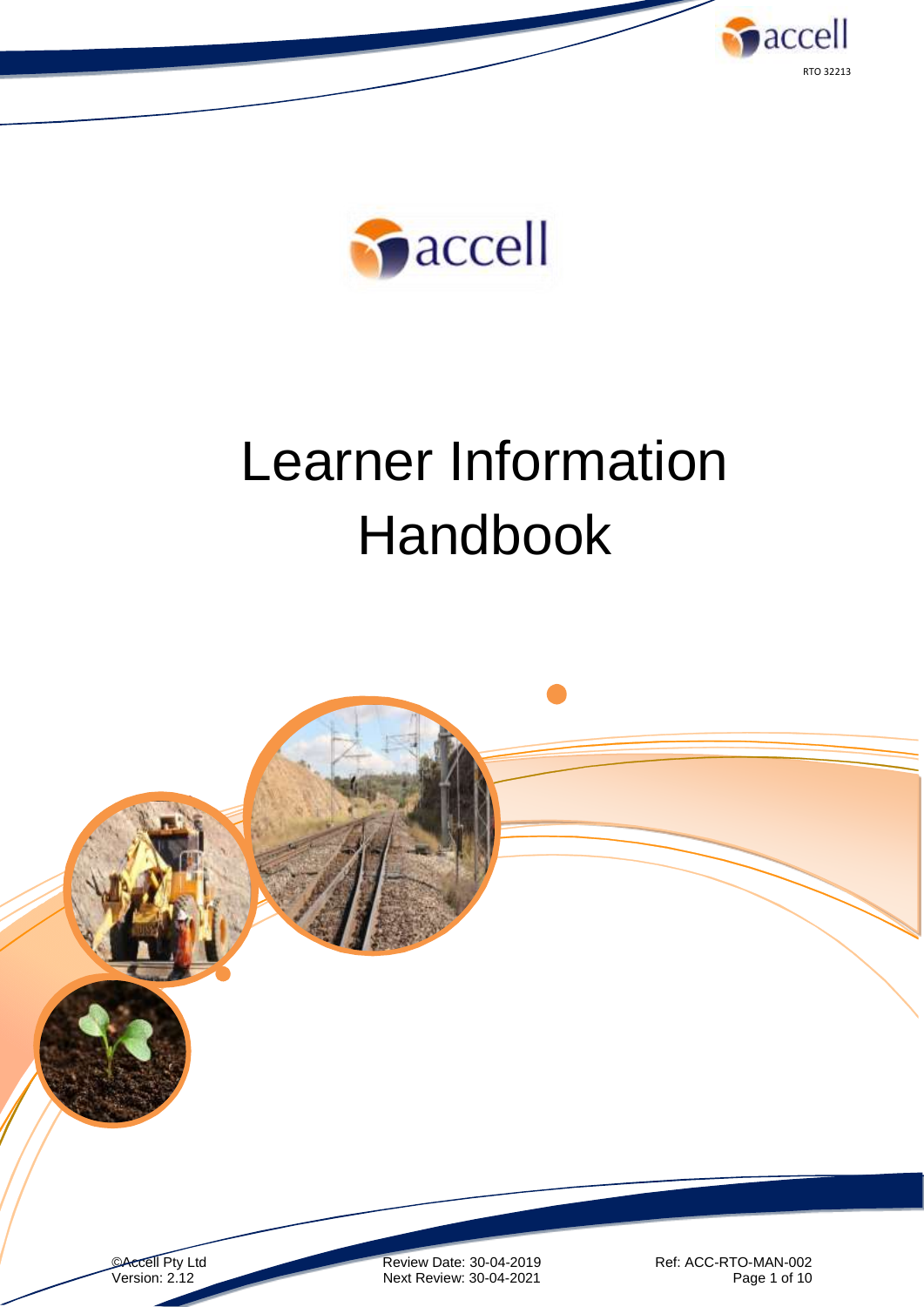# Learner Information Handbook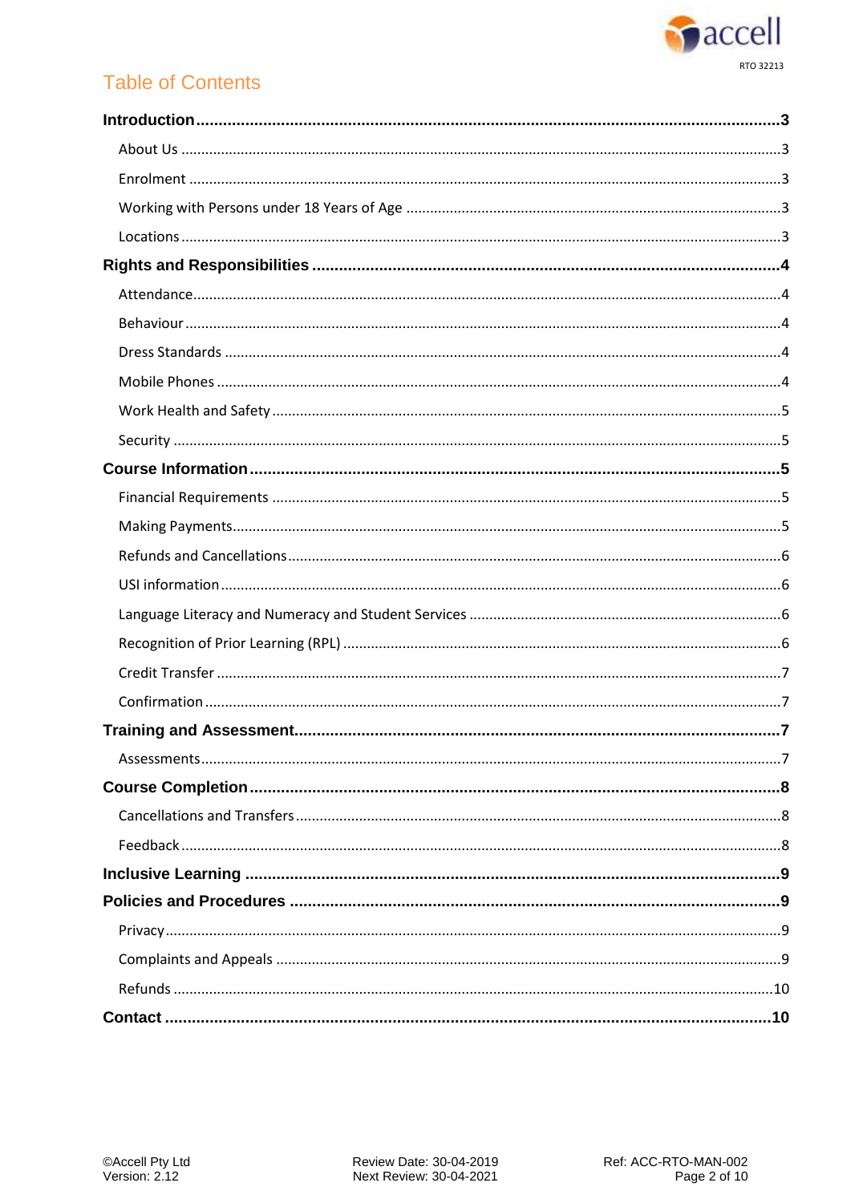# Table of Contents

**Introduction** ..... 3

- About Us ..... 3
- Enrolment ..... 3
- Working with Persons under 18 Years of Age ..... 3
- Locations ..... 3

**Rights and Responsibilities** ..... 4

- Attendance ..... 4
- Behaviour ..... 4
- Dress Standards ..... 4
- Mobile Phones ..... 4
- Work Health and Safety ..... 5
- Security ..... 5

**Course Information** ..... 5

- Financial Requirements ..... 5
- Making Payments ..... 5
- Refunds and Cancellations ..... 6
- USI information ..... 6
- Language Literacy and Numeracy and Student Services ..... 6
- Recognition of Prior Learning (RPL) ..... 6
- Credit Transfer ..... 7
- Confirmation ..... 7

**Training and Assessment** ..... 7

- Assessments ..... 7

**Course Completion** ..... 8

- Cancellations and Transfers ..... 8
- Feedback ..... 8

**Inclusive Learning** ..... 9

**Policies and Procedures** ..... 9

- Privacy ..... 9
- Complaints and Appeals ..... 9
- Refunds ..... 10

**Contact** ..... 10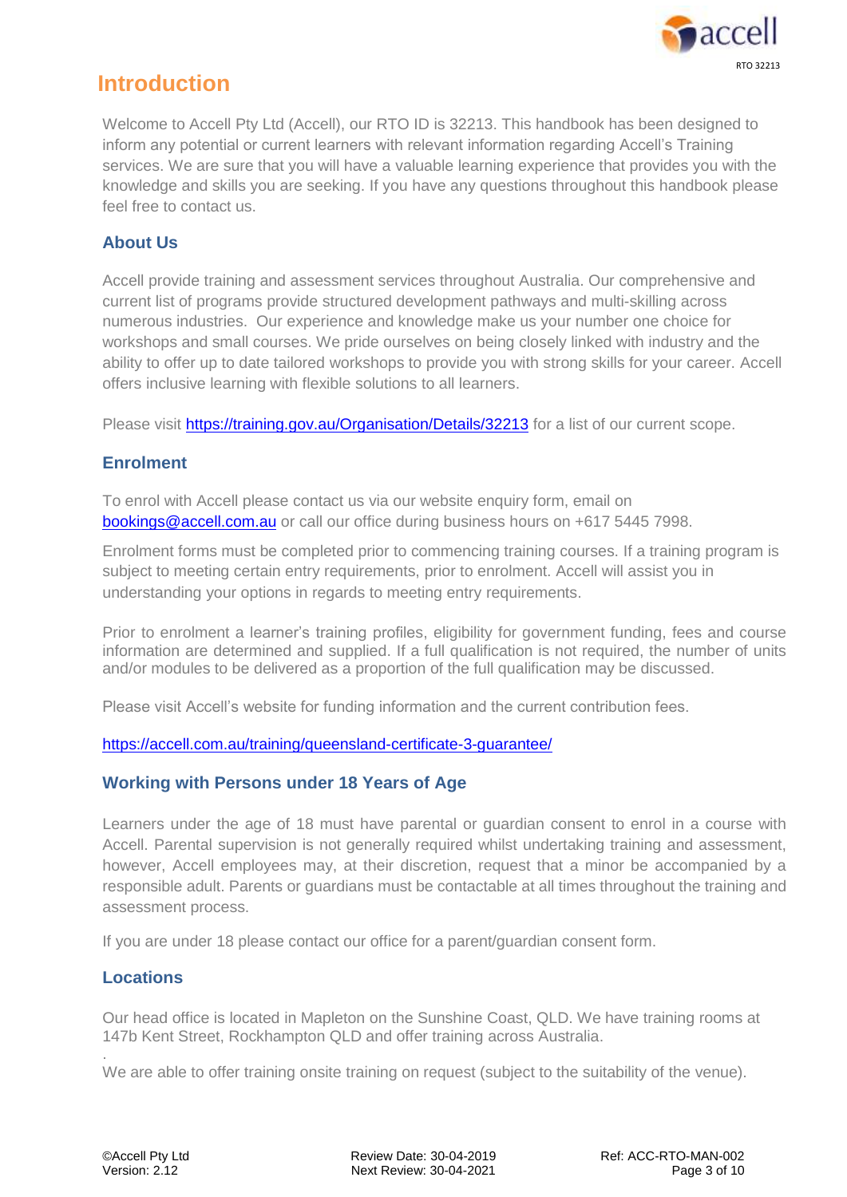# Introduction

Welcome to Accell Pty Ltd (Accell), our RTO ID is 32213. This handbook has been designed to inform any potential or current learners with relevant information regarding Accell's Training services. We are sure that you will have a valuable learning experience that provides you with the knowledge and skills you are seeking. If you have any questions throughout this handbook please feel free to contact us.

## About Us

Accell provide training and assessment services throughout Australia. Our comprehensive and current list of programs provide structured development pathways and multi-skilling across numerous industries. Our experience and knowledge make us your number one choice for workshops and small courses. We pride ourselves on being closely linked with industry and the ability to offer up to date tailored workshops to provide you with strong skills for your career. Accell offers inclusive learning with flexible solutions to all learners.

Please visit https://training.gov.au/Organisation/Details/32213 for a list of our current scope.

## Enrolment

To enrol with Accell please contact us via our website enquiry form, email on bookings@accell.com.au or call our office during business hours on +617 5445 7998.

Enrolment forms must be completed prior to commencing training courses. If a training program is subject to meeting certain entry requirements, prior to enrolment. Accell will assist you in understanding your options in regards to meeting entry requirements.

Prior to enrolment a learner's training profiles, eligibility for government funding, fees and course information are determined and supplied. If a full qualification is not required, the number of units and/or modules to be delivered as a proportion of the full qualification may be discussed.

Please visit Accell's website for funding information and the current contribution fees.

https://accell.com.au/training/queensland-certificate-3-guarantee/

## Working with Persons under 18 Years of Age

Learners under the age of 18 must have parental or guardian consent to enrol in a course with Accell. Parental supervision is not generally required whilst undertaking training and assessment, however, Accell employees may, at their discretion, request that a minor be accompanied by a responsible adult. Parents or guardians must be contactable at all times throughout the training and assessment process.

If you are under 18 please contact our office for a parent/guardian consent form.

## Locations

Our head office is located in Mapleton on the Sunshine Coast, QLD. We have training rooms at 147b Kent Street, Rockhampton QLD and offer training across Australia.

We are able to offer training onsite training on request (subject to the suitability of the venue).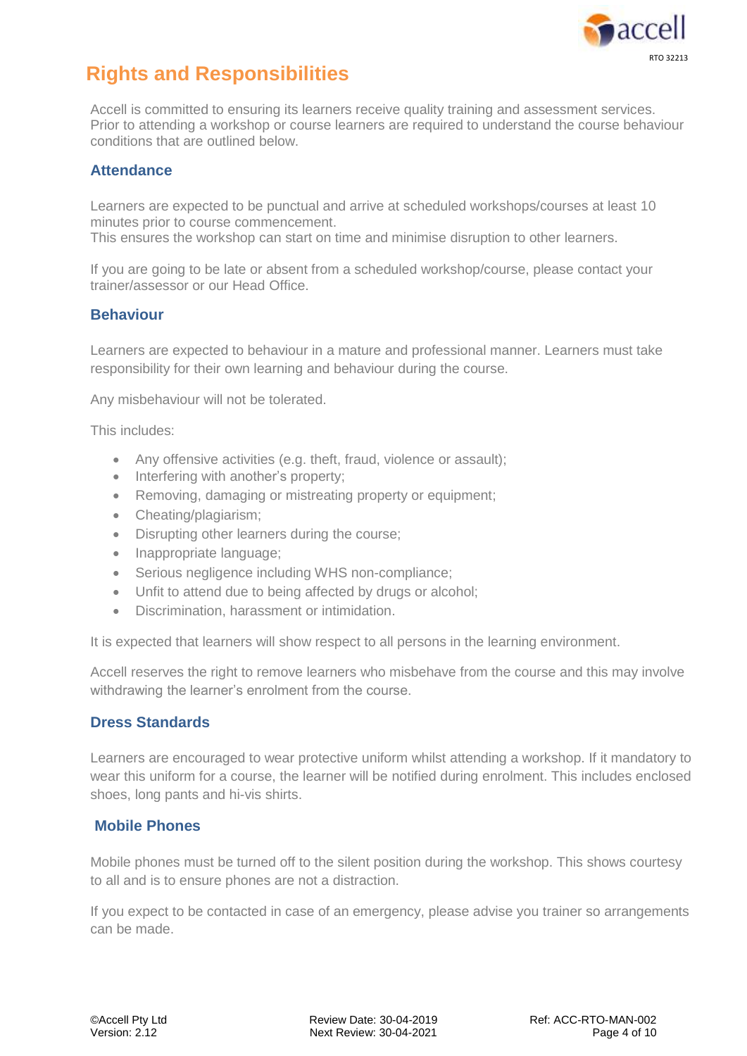# Rights and Responsibilities

Accell is committed to ensuring its learners receive quality training and assessment services. Prior to attending a workshop or course learners are required to understand the course behaviour conditions that are outlined below.

## Attendance

Learners are expected to be punctual and arrive at scheduled workshops/courses at least 10 minutes prior to course commencement.
This ensures the workshop can start on time and minimise disruption to other learners.

If you are going to be late or absent from a scheduled workshop/course, please contact your trainer/assessor or our Head Office.

## Behaviour

Learners are expected to behaviour in a mature and professional manner. Learners must take responsibility for their own learning and behaviour during the course.

Any misbehaviour will not be tolerated.

This includes:

- Any offensive activities (e.g. theft, fraud, violence or assault);
- Interfering with another's property;
- Removing, damaging or mistreating property or equipment;
- Cheating/plagiarism;
- Disrupting other learners during the course;
- Inappropriate language;
- Serious negligence including WHS non-compliance;
- Unfit to attend due to being affected by drugs or alcohol;
- Discrimination, harassment or intimidation.

It is expected that learners will show respect to all persons in the learning environment.

Accell reserves the right to remove learners who misbehave from the course and this may involve withdrawing the learner's enrolment from the course.

## Dress Standards

Learners are encouraged to wear protective uniform whilst attending a workshop. If it mandatory to wear this uniform for a course, the learner will be notified during enrolment. This includes enclosed shoes, long pants and hi-vis shirts.

## Mobile Phones

Mobile phones must be turned off to the silent position during the workshop. This shows courtesy to all and is to ensure phones are not a distraction.

If you expect to be contacted in case of an emergency, please advise you trainer so arrangements can be made.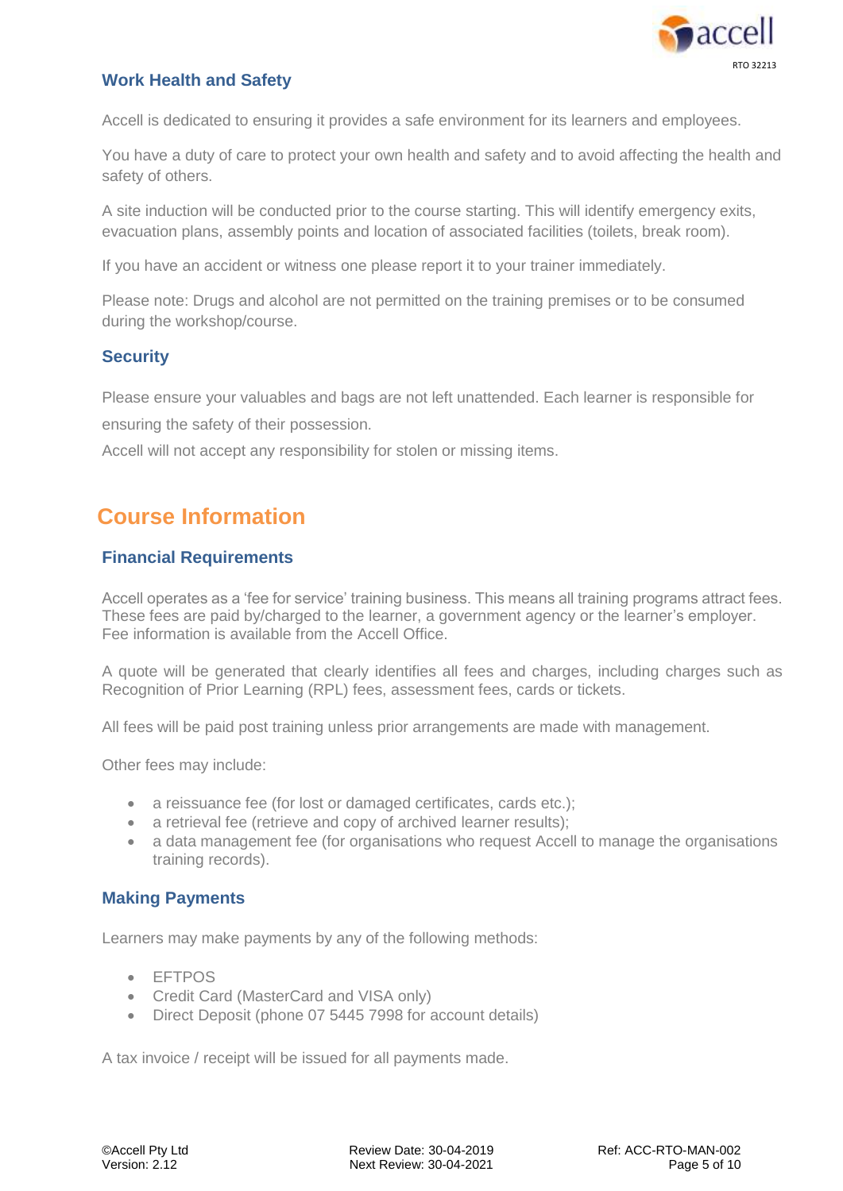### Work Health and Safety

Accell is dedicated to ensuring it provides a safe environment for its learners and employees.

You have a duty of care to protect your own health and safety and to avoid affecting the health and safety of others.

A site induction will be conducted prior to the course starting. This will identify emergency exits, evacuation plans, assembly points and location of associated facilities (toilets, break room).

If you have an accident or witness one please report it to your trainer immediately.

Please note: Drugs and alcohol are not permitted on the training premises or to be consumed during the workshop/course.

### Security

Please ensure your valuables and bags are not left unattended. Each learner is responsible for ensuring the safety of their possession.

Accell will not accept any responsibility for stolen or missing items.

## Course Information

### Financial Requirements

Accell operates as a 'fee for service' training business. This means all training programs attract fees. These fees are paid by/charged to the learner, a government agency or the learner's employer. Fee information is available from the Accell Office.

A quote will be generated that clearly identifies all fees and charges, including charges such as Recognition of Prior Learning (RPL) fees, assessment fees, cards or tickets.

All fees will be paid post training unless prior arrangements are made with management.

Other fees may include:

- a reissuance fee (for lost or damaged certificates, cards etc.);
- a retrieval fee (retrieve and copy of archived learner results);
- a data management fee (for organisations who request Accell to manage the organisations training records).

### Making Payments

Learners may make payments by any of the following methods:

- EFTPOS
- Credit Card (MasterCard and VISA only)
- Direct Deposit (phone 07 5445 7998 for account details)

A tax invoice / receipt will be issued for all payments made.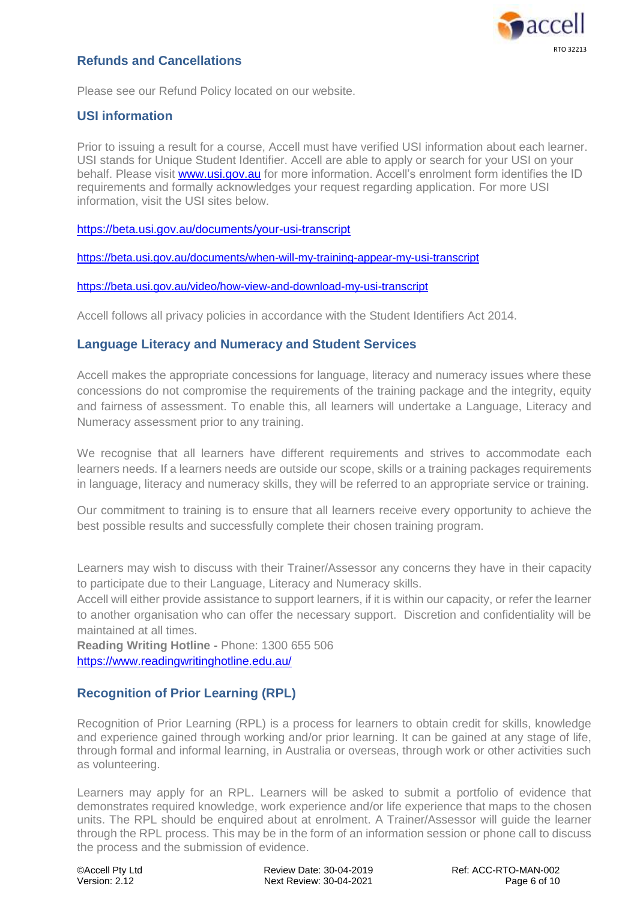## Refunds and Cancellations

Please see our Refund Policy located on our website.

## USI information

Prior to issuing a result for a course, Accell must have verified USI information about each learner. USI stands for Unique Student Identifier. Accell are able to apply or search for your USI on your behalf. Please visit www.usi.gov.au for more information. Accell's enrolment form identifies the ID requirements and formally acknowledges your request regarding application. For more USI information, visit the USI sites below.

https://beta.usi.gov.au/documents/your-usi-transcript

https://beta.usi.gov.au/documents/when-will-my-training-appear-my-usi-transcript

https://beta.usi.gov.au/video/how-view-and-download-my-usi-transcript

Accell follows all privacy policies in accordance with the Student Identifiers Act 2014.

## Language Literacy and Numeracy and Student Services

Accell makes the appropriate concessions for language, literacy and numeracy issues where these concessions do not compromise the requirements of the training package and the integrity, equity and fairness of assessment. To enable this, all learners will undertake a Language, Literacy and Numeracy assessment prior to any training.

We recognise that all learners have different requirements and strives to accommodate each learners needs. If a learners needs are outside our scope, skills or a training packages requirements in language, literacy and numeracy skills, they will be referred to an appropriate service or training.

Our commitment to training is to ensure that all learners receive every opportunity to achieve the best possible results and successfully complete their chosen training program.

Learners may wish to discuss with their Trainer/Assessor any concerns they have in their capacity to participate due to their Language, Literacy and Numeracy skills.
Accell will either provide assistance to support learners, if it is within our capacity, or refer the learner to another organisation who can offer the necessary support. Discretion and confidentiality will be maintained at all times.
**Reading Writing Hotline -** Phone: 1300 655 506
https://www.readingwritinghotline.edu.au/

## Recognition of Prior Learning (RPL)

Recognition of Prior Learning (RPL) is a process for learners to obtain credit for skills, knowledge and experience gained through working and/or prior learning. It can be gained at any stage of life, through formal and informal learning, in Australia or overseas, through work or other activities such as volunteering.

Learners may apply for an RPL. Learners will be asked to submit a portfolio of evidence that demonstrates required knowledge, work experience and/or life experience that maps to the chosen units. The RPL should be enquired about at enrolment. A Trainer/Assessor will guide the learner through the RPL process. This may be in the form of an information session or phone call to discuss the process and the submission of evidence.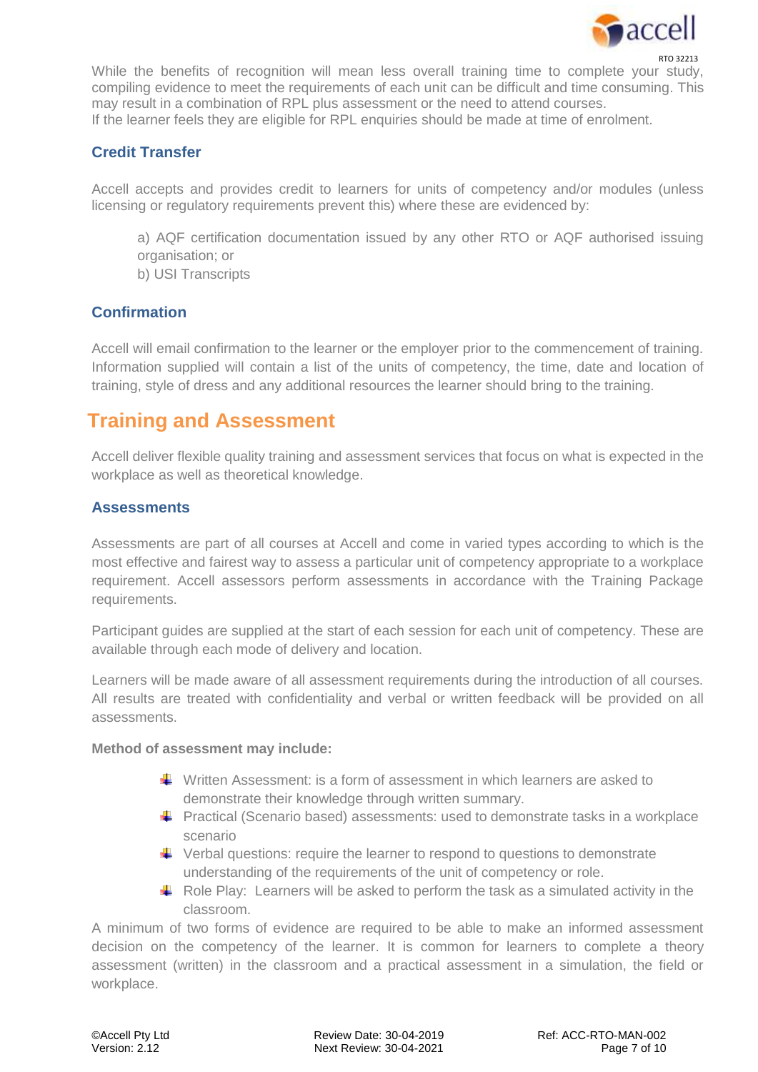While the benefits of recognition will mean less overall training time to complete your study, compiling evidence to meet the requirements of each unit can be difficult and time consuming. This may result in a combination of RPL plus assessment or the need to attend courses.
If the learner feels they are eligible for RPL enquiries should be made at time of enrolment.

### Credit Transfer

Accell accepts and provides credit to learners for units of competency and/or modules (unless licensing or regulatory requirements prevent this) where these are evidenced by:

a) AQF certification documentation issued by any other RTO or AQF authorised issuing organisation; or
b) USI Transcripts

### Confirmation

Accell will email confirmation to the learner or the employer prior to the commencement of training. Information supplied will contain a list of the units of competency, the time, date and location of training, style of dress and any additional resources the learner should bring to the training.

## Training and Assessment

Accell deliver flexible quality training and assessment services that focus on what is expected in the workplace as well as theoretical knowledge.

### Assessments

Assessments are part of all courses at Accell and come in varied types according to which is the most effective and fairest way to assess a particular unit of competency appropriate to a workplace requirement. Accell assessors perform assessments in accordance with the Training Package requirements.

Participant guides are supplied at the start of each session for each unit of competency. These are available through each mode of delivery and location.

Learners will be made aware of all assessment requirements during the introduction of all courses. All results are treated with confidentiality and verbal or written feedback will be provided on all assessments.

**Method of assessment may include:**

- Written Assessment: is a form of assessment in which learners are asked to demonstrate their knowledge through written summary.
- Practical (Scenario based) assessments: used to demonstrate tasks in a workplace scenario
- Verbal questions: require the learner to respond to questions to demonstrate understanding of the requirements of the unit of competency or role.
- Role Play: Learners will be asked to perform the task as a simulated activity in the classroom.

A minimum of two forms of evidence are required to be able to make an informed assessment decision on the competency of the learner. It is common for learners to complete a theory assessment (written) in the classroom and a practical assessment in a simulation, the field or workplace.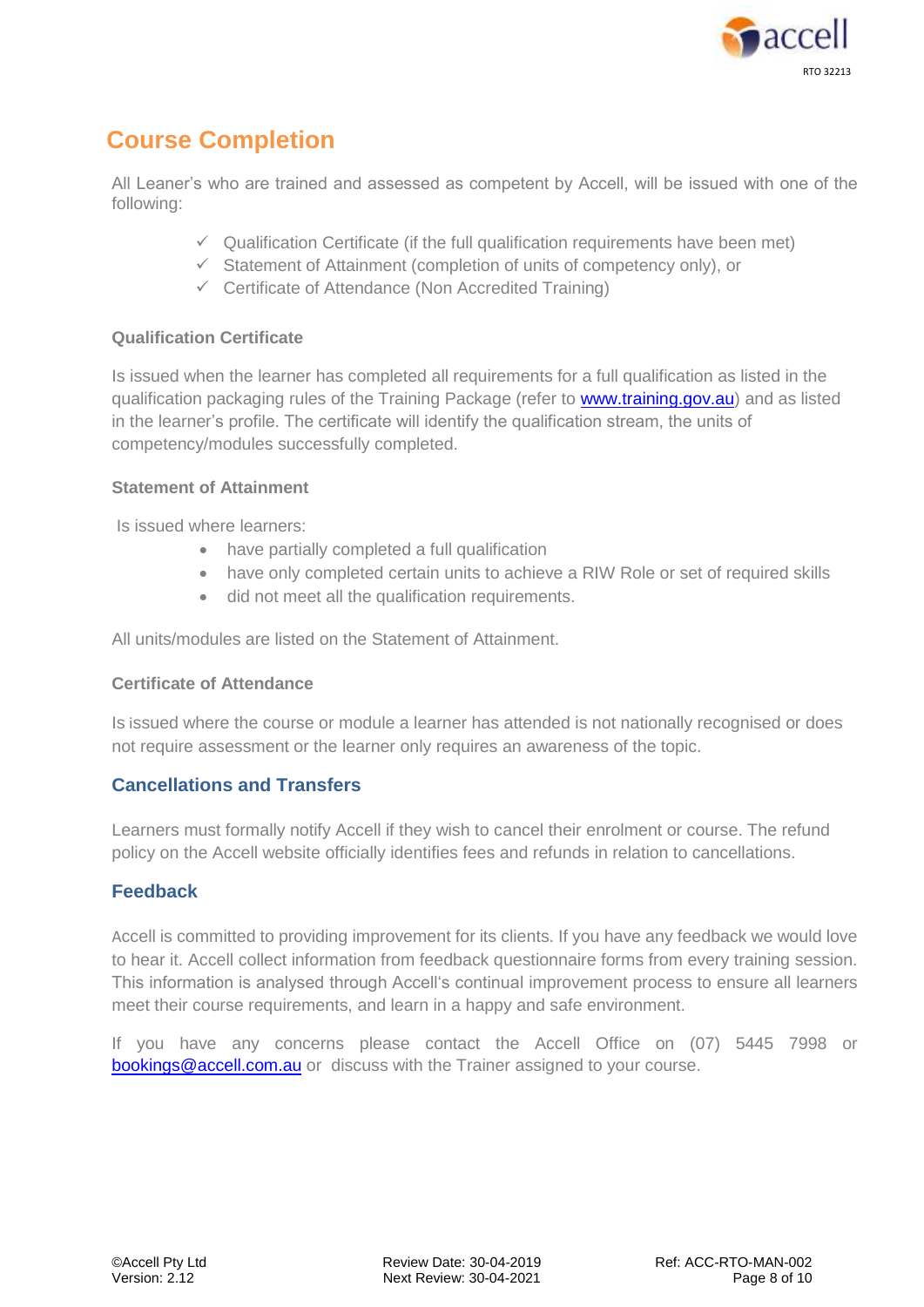## Course Completion

All Leaner's who are trained and assessed as competent by Accell, will be issued with one of the following:

- ✓ Qualification Certificate (if the full qualification requirements have been met)
- ✓ Statement of Attainment (completion of units of competency only), or
- ✓ Certificate of Attendance (Non Accredited Training)

### Qualification Certificate

Is issued when the learner has completed all requirements for a full qualification as listed in the qualification packaging rules of the Training Package (refer to www.training.gov.au) and as listed in the learner's profile. The certificate will identify the qualification stream, the units of competency/modules successfully completed.

### Statement of Attainment

Is issued where learners:

- have partially completed a full qualification
- have only completed certain units to achieve a RIW Role or set of required skills
- did not meet all the qualification requirements.

All units/modules are listed on the Statement of Attainment.

### Certificate of Attendance

Is issued where the course or module a learner has attended is not nationally recognised or does not require assessment or the learner only requires an awareness of the topic.

## Cancellations and Transfers

Learners must formally notify Accell if they wish to cancel their enrolment or course. The refund policy on the Accell website officially identifies fees and refunds in relation to cancellations.

## Feedback

Accell is committed to providing improvement for its clients. If you have any feedback we would love to hear it. Accell collect information from feedback questionnaire forms from every training session. This information is analysed through Accell's continual improvement process to ensure all learners meet their course requirements, and learn in a happy and safe environment.

If you have any concerns please contact the Accell Office on (07) 5445 7998 or bookings@accell.com.au or discuss with the Trainer assigned to your course.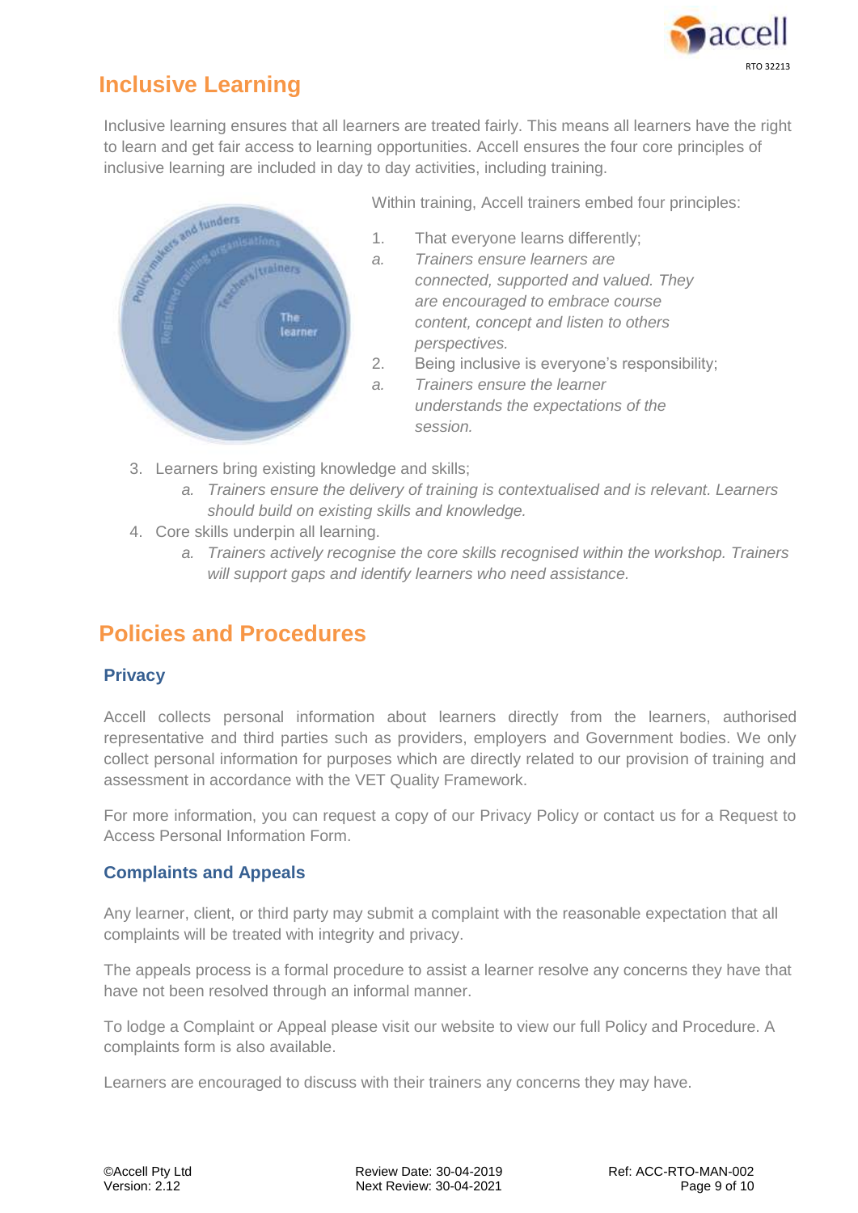# Inclusive Learning

Inclusive learning ensures that all learners are treated fairly. This means all learners have the right to learn and get fair access to learning opportunities. Accell ensures the four core principles of inclusive learning are included in day to day activities, including training.

Within training, Accell trainers embed four principles:

1. That everyone learns differently;
   a. *Trainers ensure learners are connected, supported and valued. They are encouraged to embrace course content, concept and listen to others perspectives.*
2. Being inclusive is everyone's responsibility;
   a. *Trainers ensure the learner understands the expectations of the session.*
3. Learners bring existing knowledge and skills;
   a. *Trainers ensure the delivery of training is contextualised and is relevant. Learners should build on existing skills and knowledge.*
4. Core skills underpin all learning.
   a. *Trainers actively recognise the core skills recognised within the workshop. Trainers will support gaps and identify learners who need assistance.*

# Policies and Procedures

## Privacy

Accell collects personal information about learners directly from the learners, authorised representative and third parties such as providers, employers and Government bodies. We only collect personal information for purposes which are directly related to our provision of training and assessment in accordance with the VET Quality Framework.

For more information, you can request a copy of our Privacy Policy or contact us for a Request to Access Personal Information Form.

## Complaints and Appeals

Any learner, client, or third party may submit a complaint with the reasonable expectation that all complaints will be treated with integrity and privacy.

The appeals process is a formal procedure to assist a learner resolve any concerns they have that have not been resolved through an informal manner.

To lodge a Complaint or Appeal please visit our website to view our full Policy and Procedure. A complaints form is also available.

Learners are encouraged to discuss with their trainers any concerns they may have.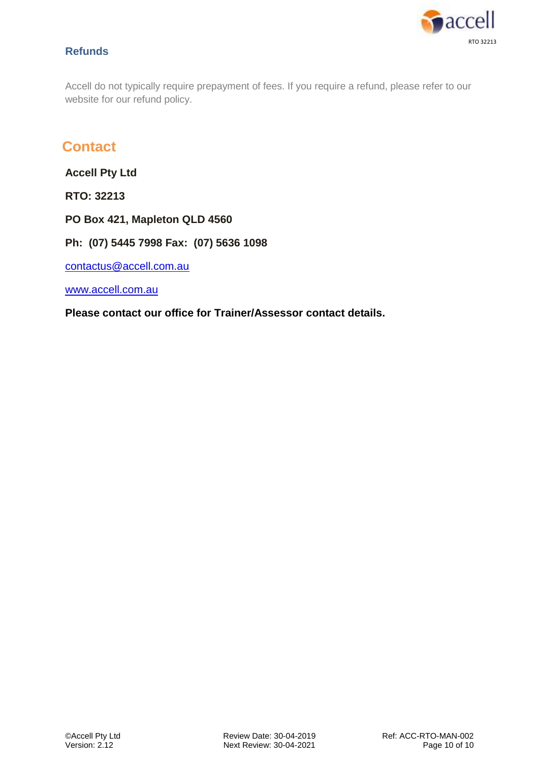### Refunds

Accell do not typically require prepayment of fees. If you require a refund, please refer to our website for our refund policy.

## Contact

**Accell Pty Ltd**

**RTO: 32213**

**PO Box 421, Mapleton QLD 4560**

**Ph: (07) 5445 7998 Fax: (07) 5636 1098**

contactus@accell.com.au

www.accell.com.au

**Please contact our office for Trainer/Assessor contact details.**